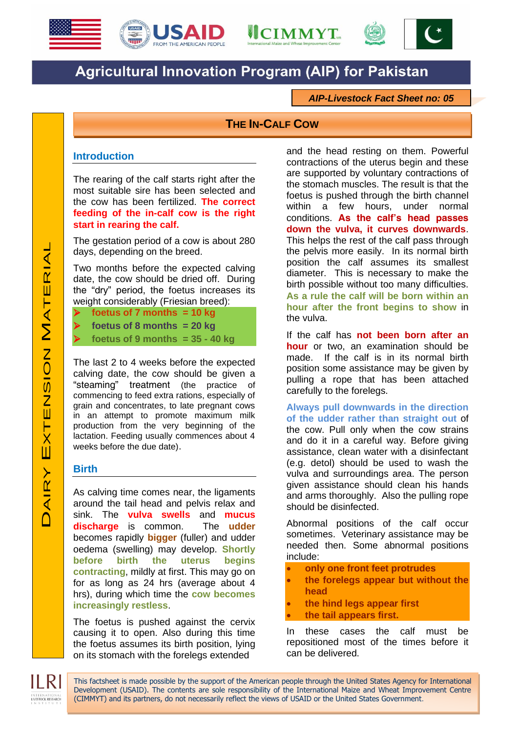# Agricultural Innovation Program (AIP) for Pakistan

***AIP-Livestock Fact Sheet no: 05***

## THE IN-CALF COW

DAIRY EXTENSION MATERIAL

### Introduction

The rearing of the calf starts right after the most suitable sire has been selected and the cow has been fertilized. **The correct feeding of the in-calf cow is the right start in rearing the calf.**

The gestation period of a cow is about 280 days, depending on the breed.

Two months before the expected calving date, the cow should be dried off. During the "dry" period, the foetus increases its weight considerably (Friesian breed):

- **foetus of 7 months = 10 kg**
- **foetus of 8 months = 20 kg**
- **foetus of 9 months = 35 - 40 kg**

The last 2 to 4 weeks before the expected calving date, the cow should be given a "steaming" treatment (the practice of commencing to feed extra rations, especially of grain and concentrates, to late pregnant cows in an attempt to promote maximum milk production from the very beginning of the lactation. Feeding usually commences about 4 weeks before the due date).

### Birth

As calving time comes near, the ligaments around the tail head and pelvis relax and sink. The **vulva swells** and **mucus discharge** is common. The **udder** becomes rapidly **bigger** (fuller) and udder oedema (swelling) may develop. **Shortly before birth the uterus begins contracting**, mildly at first. This may go on for as long as 24 hrs (average about 4 hrs), during which time the **cow becomes increasingly restless**.

The foetus is pushed against the cervix causing it to open. Also during this time the foetus assumes its birth position, lying on its stomach with the forelegs extended and the head resting on them. Powerful contractions of the uterus begin and these are supported by voluntary contractions of the stomach muscles. The result is that the foetus is pushed through the birth channel within a few hours, under normal conditions. **As the calf's head passes down the vulva, it curves downwards**. This helps the rest of the calf pass through the pelvis more easily. In its normal birth position the calf assumes its smallest diameter. This is necessary to make the birth possible without too many difficulties. **As a rule the calf will be born within an hour after the front begins to show** in the vulva.

If the calf has **not been born after an hour** or two, an examination should be made. If the calf is in its normal birth position some assistance may be given by pulling a rope that has been attached carefully to the forelegs.

**Always pull downwards in the direction of the udder rather than straight out** of the cow. Pull only when the cow strains and do it in a careful way. Before giving assistance, clean water with a disinfectant (e.g. detol) should be used to wash the vulva and surroundings area. The person given assistance should clean his hands and arms thoroughly. Also the pulling rope should be disinfected.

Abnormal positions of the calf occur sometimes. Veterinary assistance may be needed then. Some abnormal positions include:

- **only one front feet protrudes**
- **the forelegs appear but without the head**
- **the hind legs appear first**
- **the tail appears first.**

In these cases the calf must be repositioned most of the times before it can be delivered.

This factsheet is made possible by the support of the American people through the United States Agency for International Development (USAID). The contents are sole responsibility of the International Maize and Wheat Improvement Centre (CIMMYT) and its partners, do not necessarily reflect the views of USAID or the United States Government.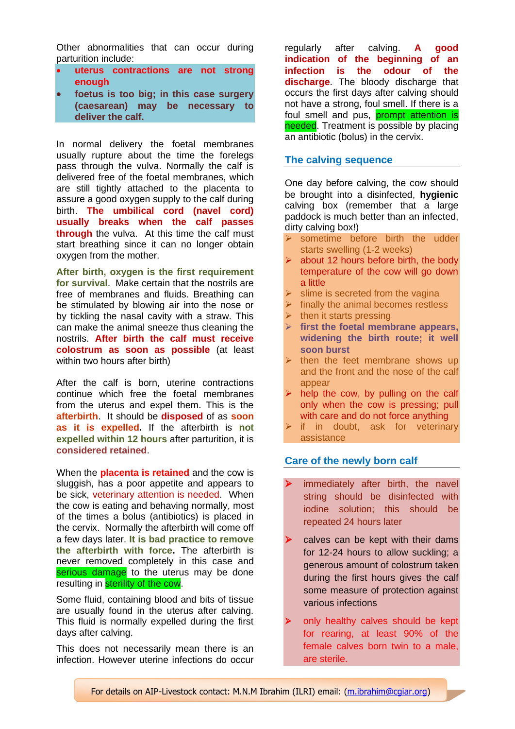Other abnormalities that can occur during parturition include:

- **uterus contractions are not strong enough**
- **foetus is too big; in this case surgery (caesarean) may be necessary to deliver the calf.**

In normal delivery the foetal membranes usually rupture about the time the forelegs pass through the vulva. Normally the calf is delivered free of the foetal membranes, which are still tightly attached to the placenta to assure a good oxygen supply to the calf during birth. **The umbilical cord (navel cord) usually breaks when the calf passes through** the vulva. At this time the calf must start breathing since it can no longer obtain oxygen from the mother.

**After birth, oxygen is the first requirement for survival**. Make certain that the nostrils are free of membranes and fluids. Breathing can be stimulated by blowing air into the nose or by tickling the nasal cavity with a straw. This can make the animal sneeze thus cleaning the nostrils. **After birth the calf must receive colostrum as soon as possible** (at least within two hours after birth)

After the calf is born, uterine contractions continue which free the foetal membranes from the uterus and expel them. This is the **afterbirth**. It should be **disposed** of as **soon as it is expelled.** If the afterbirth is **not expelled within 12 hours** after parturition, it is **considered retained**.

When the **placenta is retained** and the cow is sluggish, has a poor appetite and appears to be sick, veterinary attention is needed. When the cow is eating and behaving normally, most of the times a bolus (antibiotics) is placed in the cervix. Normally the afterbirth will come off a few days later. **It is bad practice to remove the afterbirth with force.** The afterbirth is never removed completely in this case and serious damage to the uterus may be done resulting in sterility of the cow.

Some fluid, containing blood and bits of tissue are usually found in the uterus after calving. This fluid is normally expelled during the first days after calving.

This does not necessarily mean there is an infection. However uterine infections do occur regularly after calving. **A good indication of the beginning of an infection is the odour of the discharge**. The bloody discharge that occurs the first days after calving should not have a strong, foul smell. If there is a foul smell and pus, prompt attention is needed. Treatment is possible by placing an antibiotic (bolus) in the cervix.

## The calving sequence

One day before calving, the cow should be brought into a disinfected, **hygienic** calving box (remember that a large paddock is much better than an infected, dirty calving box!)

- sometime before birth the udder starts swelling (1-2 weeks)
- about 12 hours before birth, the body temperature of the cow will go down a little
- slime is secreted from the vagina
- finally the animal becomes restless
- then it starts pressing
- **first the foetal membrane appears, widening the birth route; it well soon burst**
- then the feet membrane shows up and the front and the nose of the calf appear
- help the cow, by pulling on the calf only when the cow is pressing; pull with care and do not force anything
- if in doubt, ask for veterinary assistance

## Care of the newly born calf

- immediately after birth, the navel string should be disinfected with iodine solution; this should be repeated 24 hours later
- calves can be kept with their dams for 12-24 hours to allow suckling; a generous amount of colostrum taken during the first hours gives the calf some measure of protection against various infections
- only healthy calves should be kept for rearing, at least 90% of the female calves born twin to a male, are sterile.

For details on AIP-Livestock contact: M.N.M Ibrahim (ILRI) email: (m.ibrahim@cgiar.org)